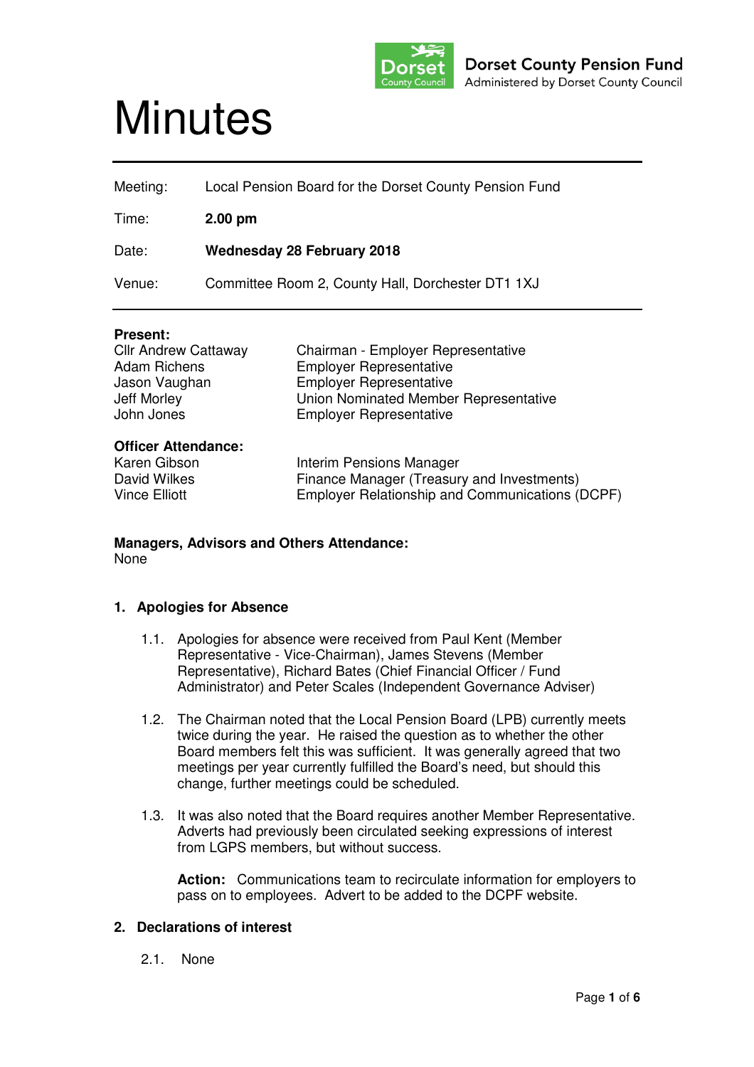Dorset County Pension Fund
Administered by Dorset County Council

# Minutes

| | |
|---|---|
| Meeting: | Local Pension Board for the Dorset County Pension Fund |
| Time: | **2.00 pm** |
| Date: | **Wednesday 28 February 2018** |
| Venue: | Committee Room 2, County Hall, Dorchester DT1 1XJ |

**Present:**

| | |
|---|---|
| Cllr Andrew Cattaway | Chairman - Employer Representative |
| Adam Richens | Employer Representative |
| Jason Vaughan | Employer Representative |
| Jeff Morley | Union Nominated Member Representative |
| John Jones | Employer Representative |

**Officer Attendance:**

| | |
|---|---|
| Karen Gibson | Interim Pensions Manager |
| David Wilkes | Finance Manager (Treasury and Investments) |
| Vince Elliott | Employer Relationship and Communications (DCPF) |

**Managers, Advisors and Others Attendance:**
None

### 1. Apologies for Absence

1.1. Apologies for absence were received from Paul Kent (Member Representative - Vice-Chairman), James Stevens (Member Representative), Richard Bates (Chief Financial Officer / Fund Administrator) and Peter Scales (Independent Governance Adviser)

1.2. The Chairman noted that the Local Pension Board (LPB) currently meets twice during the year. He raised the question as to whether the other Board members felt this was sufficient. It was generally agreed that two meetings per year currently fulfilled the Board's need, but should this change, further meetings could be scheduled.

1.3. It was also noted that the Board requires another Member Representative. Adverts had previously been circulated seeking expressions of interest from LGPS members, but without success.

**Action:** Communications team to recirculate information for employers to pass on to employees. Advert to be added to the DCPF website.

### 2. Declarations of interest

2.1. None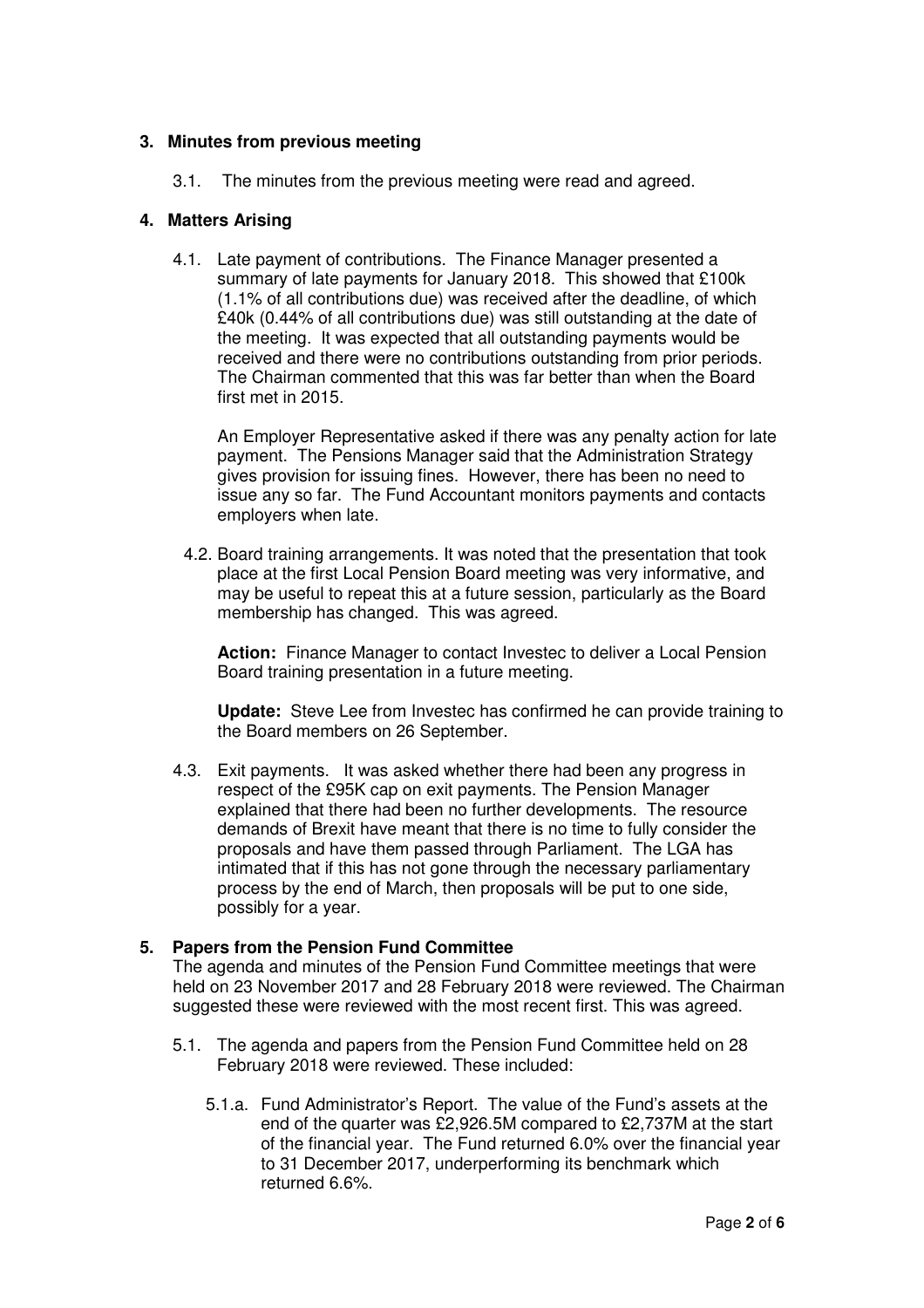## 3. Minutes from previous meeting

3.1. The minutes from the previous meeting were read and agreed.

## 4. Matters Arising

4.1. Late payment of contributions. The Finance Manager presented a summary of late payments for January 2018. This showed that £100k (1.1% of all contributions due) was received after the deadline, of which £40k (0.44% of all contributions due) was still outstanding at the date of the meeting. It was expected that all outstanding payments would be received and there were no contributions outstanding from prior periods. The Chairman commented that this was far better than when the Board first met in 2015.

An Employer Representative asked if there was any penalty action for late payment. The Pensions Manager said that the Administration Strategy gives provision for issuing fines. However, there has been no need to issue any so far. The Fund Accountant monitors payments and contacts employers when late.

4.2. Board training arrangements. It was noted that the presentation that took place at the first Local Pension Board meeting was very informative, and may be useful to repeat this at a future session, particularly as the Board membership has changed. This was agreed.

**Action:** Finance Manager to contact Investec to deliver a Local Pension Board training presentation in a future meeting.

**Update:** Steve Lee from Investec has confirmed he can provide training to the Board members on 26 September.

4.3. Exit payments. It was asked whether there had been any progress in respect of the £95K cap on exit payments. The Pension Manager explained that there had been no further developments. The resource demands of Brexit have meant that there is no time to fully consider the proposals and have them passed through Parliament. The LGA has intimated that if this has not gone through the necessary parliamentary process by the end of March, then proposals will be put to one side, possibly for a year.

## 5. Papers from the Pension Fund Committee

The agenda and minutes of the Pension Fund Committee meetings that were held on 23 November 2017 and 28 February 2018 were reviewed. The Chairman suggested these were reviewed with the most recent first. This was agreed.

5.1. The agenda and papers from the Pension Fund Committee held on 28 February 2018 were reviewed. These included:

5.1.a. Fund Administrator's Report. The value of the Fund's assets at the end of the quarter was £2,926.5M compared to £2,737M at the start of the financial year. The Fund returned 6.0% over the financial year to 31 December 2017, underperforming its benchmark which returned 6.6%.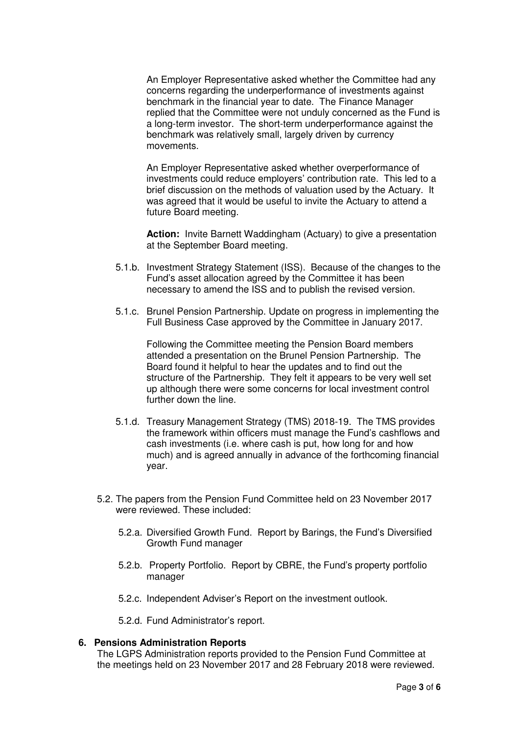An Employer Representative asked whether the Committee had any concerns regarding the underperformance of investments against benchmark in the financial year to date. The Finance Manager replied that the Committee were not unduly concerned as the Fund is a long-term investor. The short-term underperformance against the benchmark was relatively small, largely driven by currency movements.

An Employer Representative asked whether overperformance of investments could reduce employers' contribution rate. This led to a brief discussion on the methods of valuation used by the Actuary. It was agreed that it would be useful to invite the Actuary to attend a future Board meeting.

**Action:** Invite Barnett Waddingham (Actuary) to give a presentation at the September Board meeting.

5.1.b. Investment Strategy Statement (ISS). Because of the changes to the Fund's asset allocation agreed by the Committee it has been necessary to amend the ISS and to publish the revised version.

5.1.c. Brunel Pension Partnership. Update on progress in implementing the Full Business Case approved by the Committee in January 2017.

Following the Committee meeting the Pension Board members attended a presentation on the Brunel Pension Partnership. The Board found it helpful to hear the updates and to find out the structure of the Partnership. They felt it appears to be very well set up although there were some concerns for local investment control further down the line.

5.1.d. Treasury Management Strategy (TMS) 2018-19. The TMS provides the framework within officers must manage the Fund's cashflows and cash investments (i.e. where cash is put, how long for and how much) and is agreed annually in advance of the forthcoming financial year.

5.2. The papers from the Pension Fund Committee held on 23 November 2017 were reviewed. These included:

5.2.a. Diversified Growth Fund. Report by Barings, the Fund's Diversified Growth Fund manager

5.2.b. Property Portfolio. Report by CBRE, the Fund's property portfolio manager

5.2.c. Independent Adviser's Report on the investment outlook.

5.2.d. Fund Administrator's report.

## 6. Pensions Administration Reports

The LGPS Administration reports provided to the Pension Fund Committee at the meetings held on 23 November 2017 and 28 February 2018 were reviewed.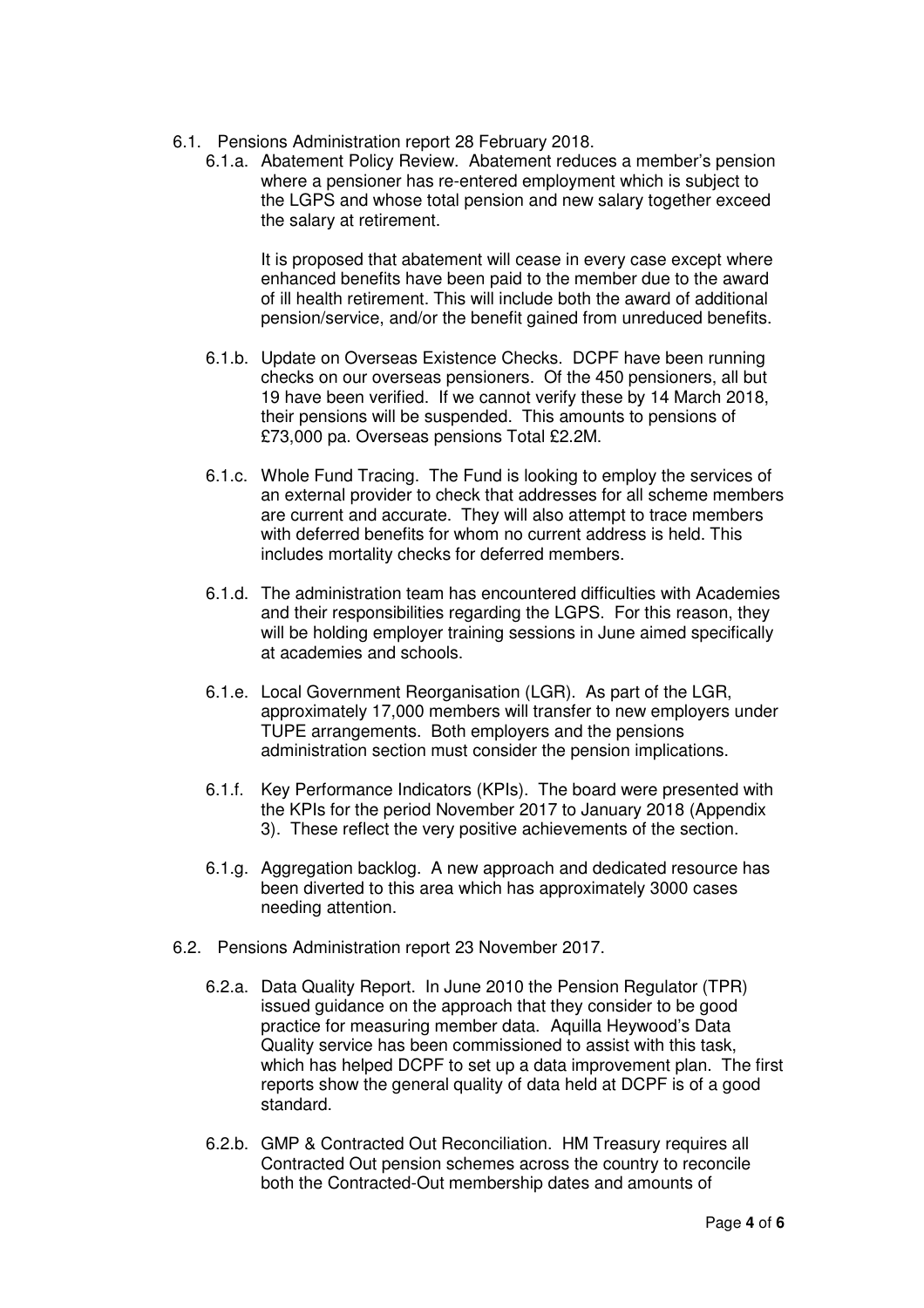6.1. Pensions Administration report 28 February 2018.

6.1.a. Abatement Policy Review. Abatement reduces a member's pension where a pensioner has re-entered employment which is subject to the LGPS and whose total pension and new salary together exceed the salary at retirement.

It is proposed that abatement will cease in every case except where enhanced benefits have been paid to the member due to the award of ill health retirement. This will include both the award of additional pension/service, and/or the benefit gained from unreduced benefits.

6.1.b. Update on Overseas Existence Checks. DCPF have been running checks on our overseas pensioners. Of the 450 pensioners, all but 19 have been verified. If we cannot verify these by 14 March 2018, their pensions will be suspended. This amounts to pensions of £73,000 pa. Overseas pensions Total £2.2M.

6.1.c. Whole Fund Tracing. The Fund is looking to employ the services of an external provider to check that addresses for all scheme members are current and accurate. They will also attempt to trace members with deferred benefits for whom no current address is held. This includes mortality checks for deferred members.

6.1.d. The administration team has encountered difficulties with Academies and their responsibilities regarding the LGPS. For this reason, they will be holding employer training sessions in June aimed specifically at academies and schools.

6.1.e. Local Government Reorganisation (LGR). As part of the LGR, approximately 17,000 members will transfer to new employers under TUPE arrangements. Both employers and the pensions administration section must consider the pension implications.

6.1.f. Key Performance Indicators (KPIs). The board were presented with the KPIs for the period November 2017 to January 2018 (Appendix 3). These reflect the very positive achievements of the section.

6.1.g. Aggregation backlog. A new approach and dedicated resource has been diverted to this area which has approximately 3000 cases needing attention.

6.2. Pensions Administration report 23 November 2017.

6.2.a. Data Quality Report. In June 2010 the Pension Regulator (TPR) issued guidance on the approach that they consider to be good practice for measuring member data. Aquilla Heywood's Data Quality service has been commissioned to assist with this task, which has helped DCPF to set up a data improvement plan. The first reports show the general quality of data held at DCPF is of a good standard.

6.2.b. GMP & Contracted Out Reconciliation. HM Treasury requires all Contracted Out pension schemes across the country to reconcile both the Contracted-Out membership dates and amounts of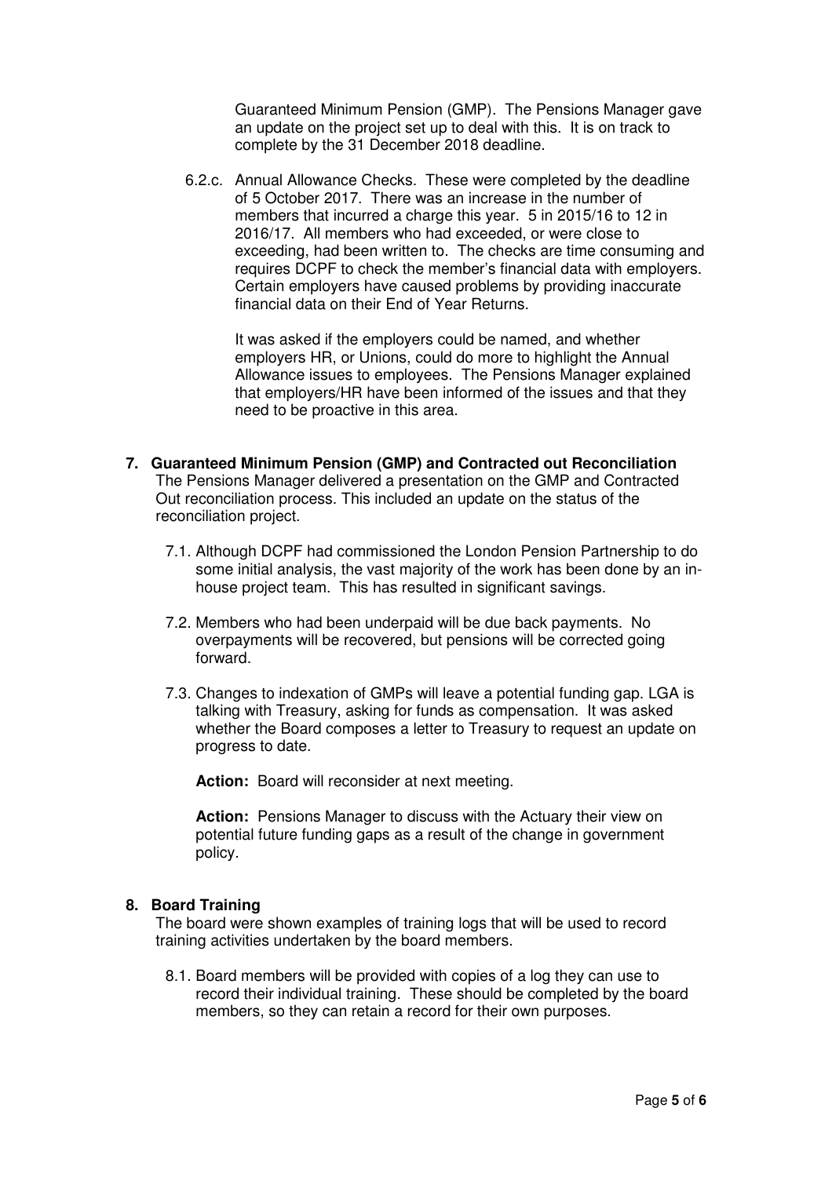Guaranteed Minimum Pension (GMP). The Pensions Manager gave an update on the project set up to deal with this. It is on track to complete by the 31 December 2018 deadline.

6.2.c. Annual Allowance Checks. These were completed by the deadline of 5 October 2017. There was an increase in the number of members that incurred a charge this year. 5 in 2015/16 to 12 in 2016/17. All members who had exceeded, or were close to exceeding, had been written to. The checks are time consuming and requires DCPF to check the member's financial data with employers. Certain employers have caused problems by providing inaccurate financial data on their End of Year Returns.

It was asked if the employers could be named, and whether employers HR, or Unions, could do more to highlight the Annual Allowance issues to employees. The Pensions Manager explained that employers/HR have been informed of the issues and that they need to be proactive in this area.

## 7. Guaranteed Minimum Pension (GMP) and Contracted out Reconciliation

The Pensions Manager delivered a presentation on the GMP and Contracted Out reconciliation process. This included an update on the status of the reconciliation project.

7.1. Although DCPF had commissioned the London Pension Partnership to do some initial analysis, the vast majority of the work has been done by an in-house project team. This has resulted in significant savings.

7.2. Members who had been underpaid will be due back payments. No overpayments will be recovered, but pensions will be corrected going forward.

7.3. Changes to indexation of GMPs will leave a potential funding gap. LGA is talking with Treasury, asking for funds as compensation. It was asked whether the Board composes a letter to Treasury to request an update on progress to date.

**Action:** Board will reconsider at next meeting.

**Action:** Pensions Manager to discuss with the Actuary their view on potential future funding gaps as a result of the change in government policy.

## 8. Board Training

The board were shown examples of training logs that will be used to record training activities undertaken by the board members.

8.1. Board members will be provided with copies of a log they can use to record their individual training. These should be completed by the board members, so they can retain a record for their own purposes.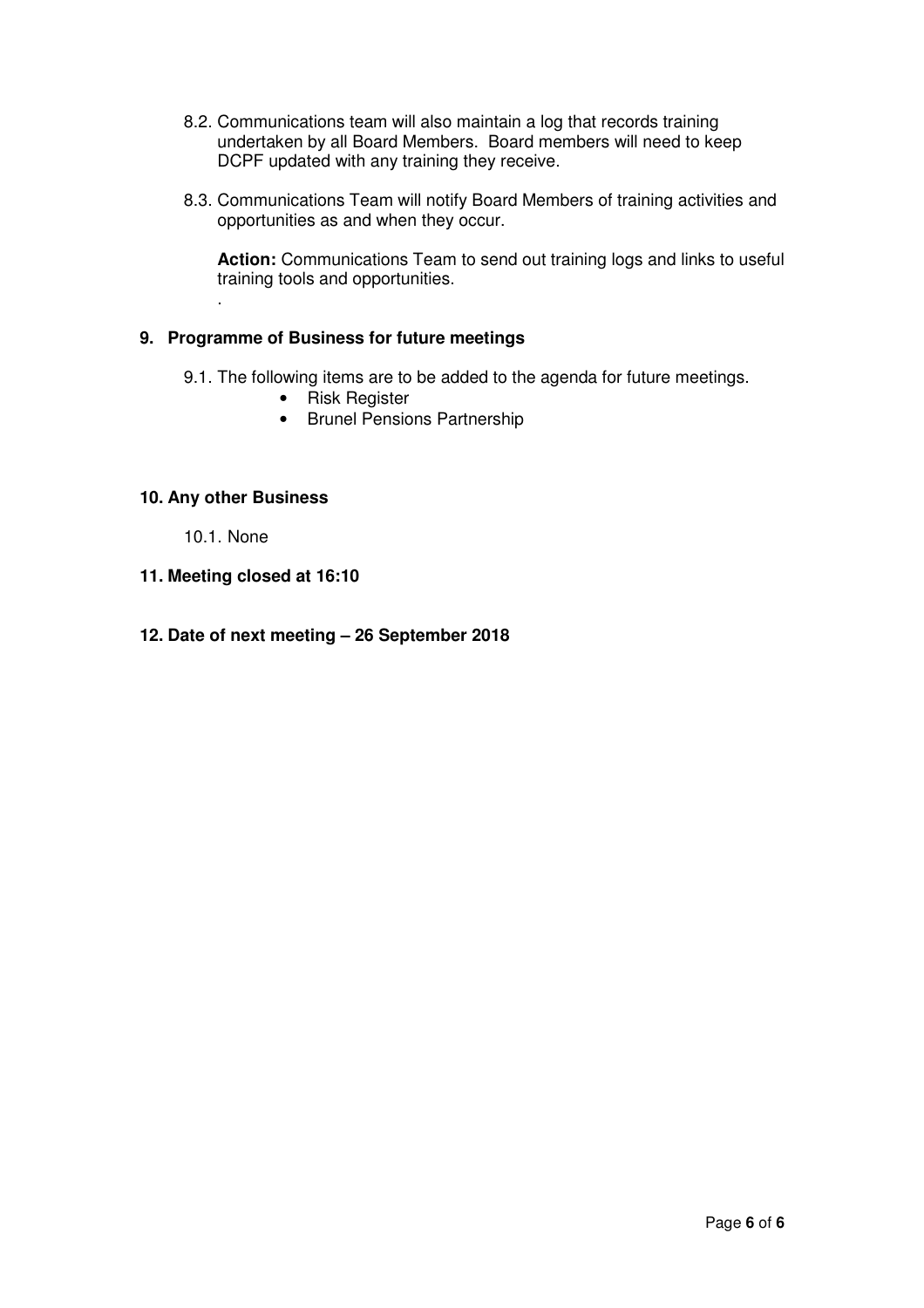8.2. Communications team will also maintain a log that records training undertaken by all Board Members. Board members will need to keep DCPF updated with any training they receive.

8.3. Communications Team will notify Board Members of training activities and opportunities as and when they occur.

**Action:** Communications Team to send out training logs and links to useful training tools and opportunities.

.

## 9. Programme of Business for future meetings

9.1. The following items are to be added to the agenda for future meetings.

- Risk Register
- Brunel Pensions Partnership

## 10. Any other Business

10.1. None

## 11. Meeting closed at 16:10

## 12. Date of next meeting – 26 September 2018